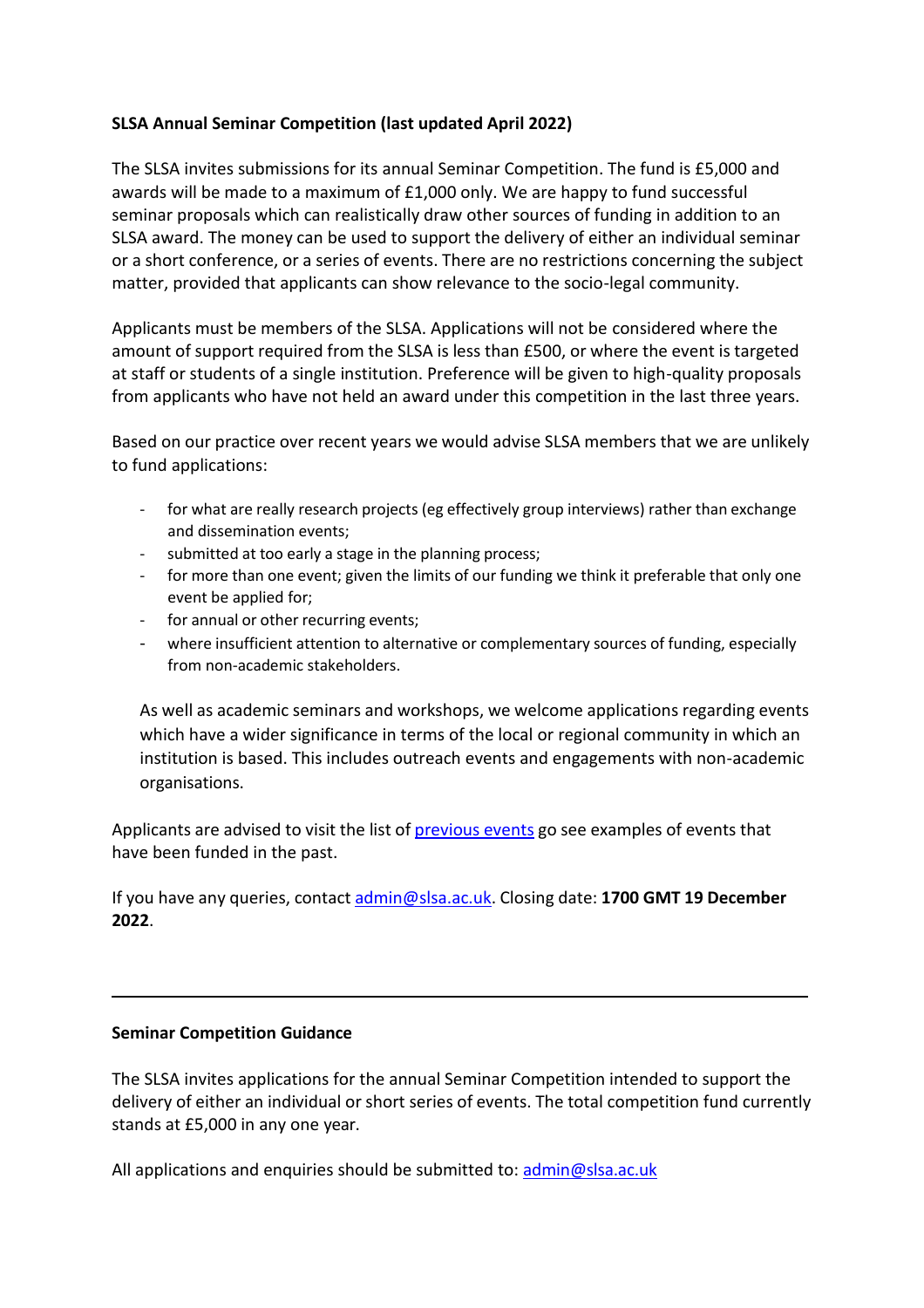**SLSA Annual Seminar Competition (last updated April 2022)**

The SLSA invites submissions for its annual Seminar Competition. The fund is £5,000 and awards will be made to a maximum of £1,000 only. We are happy to fund successful seminar proposals which can realistically draw other sources of funding in addition to an SLSA award. The money can be used to support the delivery of either an individual seminar or a short conference, or a series of events. There are no restrictions concerning the subject matter, provided that applicants can show relevance to the socio-legal community.

Applicants must be members of the SLSA. Applications will not be considered where the amount of support required from the SLSA is less than £500, or where the event is targeted at staff or students of a single institution. Preference will be given to high-quality proposals from applicants who have not held an award under this competition in the last three years.

Based on our practice over recent years we would advise SLSA members that we are unlikely to fund applications:

- for what are really research projects (eg effectively group interviews) rather than exchange and dissemination events;
- submitted at too early a stage in the planning process;
- for more than one event; given the limits of our funding we think it preferable that only one event be applied for;
- for annual or other recurring events;
- where insufficient attention to alternative or complementary sources of funding, especially from non-academic stakeholders.

As well as academic seminars and workshops, we welcome applications regarding events which have a wider significance in terms of the local or regional community in which an institution is based. This includes outreach events and engagements with non-academic organisations.

Applicants are advised to visit the list of [previous events] go see examples of events that have been funded in the past.

If you have any queries, contact admin@slsa.ac.uk. Closing date: **1700 GMT 19 December 2022**.

---

**Seminar Competition Guidance**

The SLSA invites applications for the annual Seminar Competition intended to support the delivery of either an individual or short series of events. The total competition fund currently stands at £5,000 in any one year.

All applications and enquiries should be submitted to: admin@slsa.ac.uk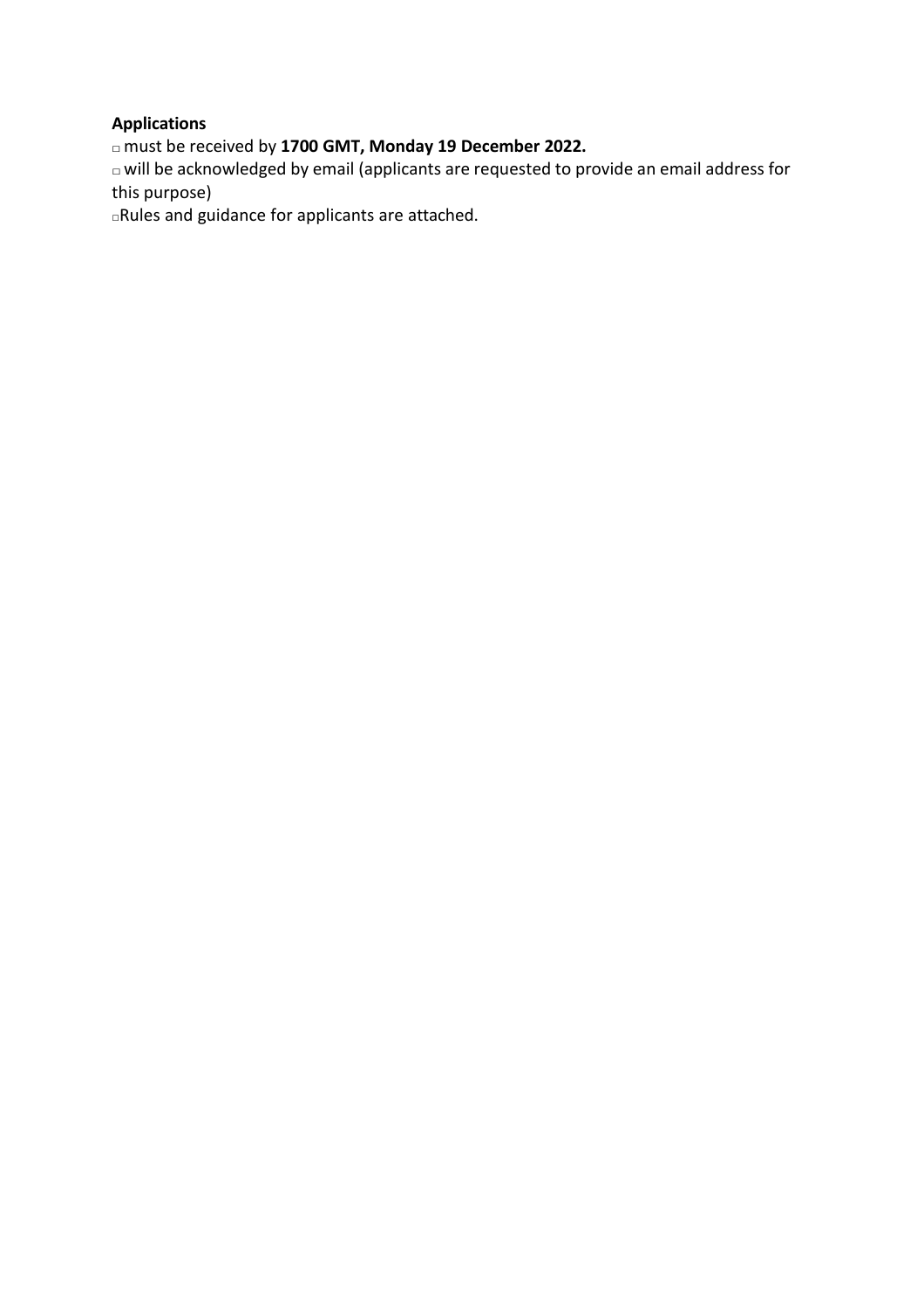**Applications**

- must be received by **1700 GMT, Monday 19 December 2022.**
- will be acknowledged by email (applicants are requested to provide an email address for this purpose)
- Rules and guidance for applicants are attached.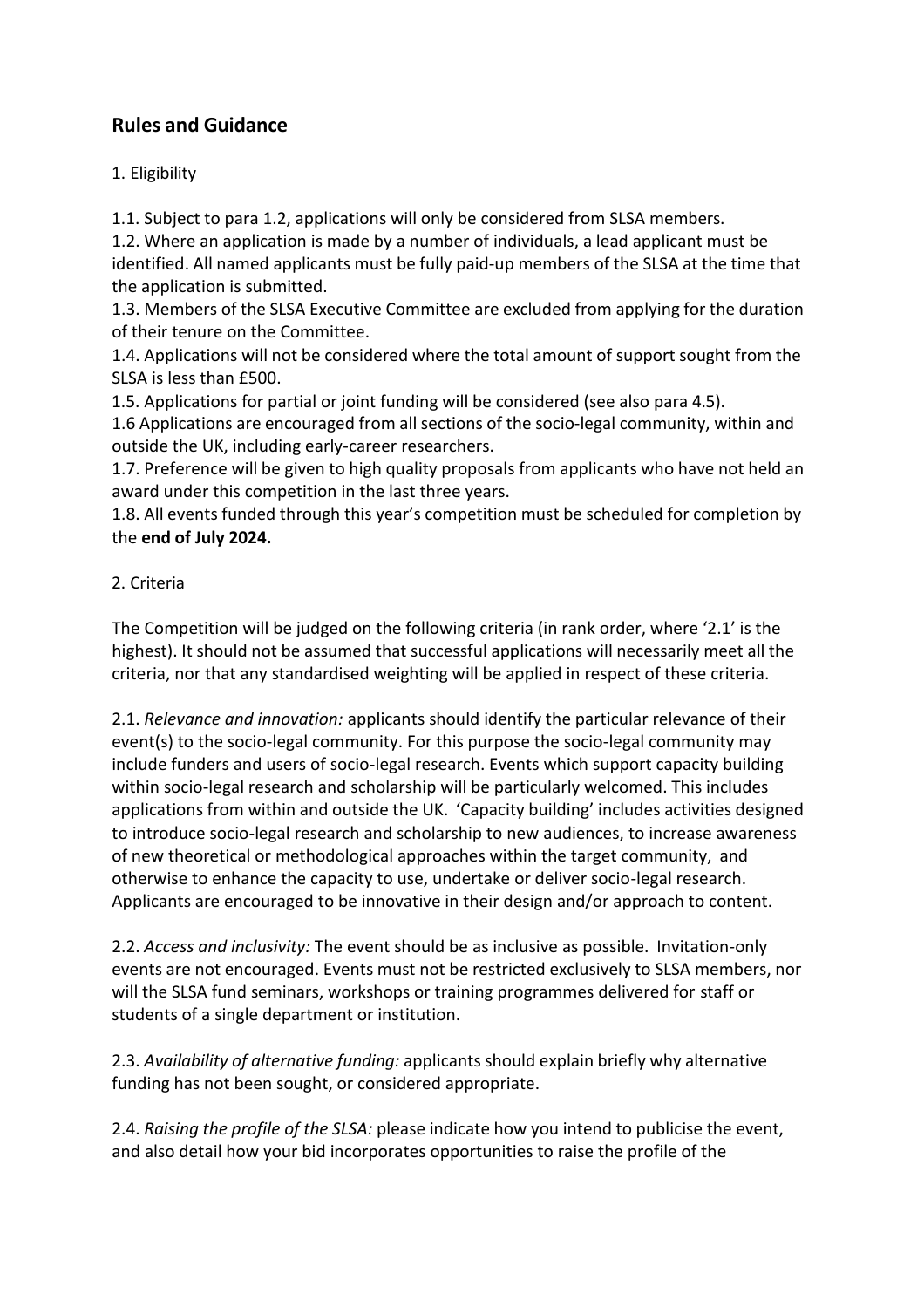## Rules and Guidance

1. Eligibility

1.1. Subject to para 1.2, applications will only be considered from SLSA members.
1.2. Where an application is made by a number of individuals, a lead applicant must be identified. All named applicants must be fully paid-up members of the SLSA at the time that the application is submitted.
1.3. Members of the SLSA Executive Committee are excluded from applying for the duration of their tenure on the Committee.
1.4. Applications will not be considered where the total amount of support sought from the SLSA is less than £500.
1.5. Applications for partial or joint funding will be considered (see also para 4.5).
1.6 Applications are encouraged from all sections of the socio-legal community, within and outside the UK, including early-career researchers.
1.7. Preference will be given to high quality proposals from applicants who have not held an award under this competition in the last three years.
1.8. All events funded through this year's competition must be scheduled for completion by the **end of July 2024.**

2. Criteria

The Competition will be judged on the following criteria (in rank order, where '2.1' is the highest). It should not be assumed that successful applications will necessarily meet all the criteria, nor that any standardised weighting will be applied in respect of these criteria.

2.1. *Relevance and innovation:* applicants should identify the particular relevance of their event(s) to the socio-legal community. For this purpose the socio-legal community may include funders and users of socio-legal research. Events which support capacity building within socio-legal research and scholarship will be particularly welcomed. This includes applications from within and outside the UK. 'Capacity building' includes activities designed to introduce socio-legal research and scholarship to new audiences, to increase awareness of new theoretical or methodological approaches within the target community, and otherwise to enhance the capacity to use, undertake or deliver socio-legal research. Applicants are encouraged to be innovative in their design and/or approach to content.

2.2. *Access and inclusivity:* The event should be as inclusive as possible. Invitation-only events are not encouraged. Events must not be restricted exclusively to SLSA members, nor will the SLSA fund seminars, workshops or training programmes delivered for staff or students of a single department or institution.

2.3. *Availability of alternative funding:* applicants should explain briefly why alternative funding has not been sought, or considered appropriate.

2.4. *Raising the profile of the SLSA:* please indicate how you intend to publicise the event, and also detail how your bid incorporates opportunities to raise the profile of the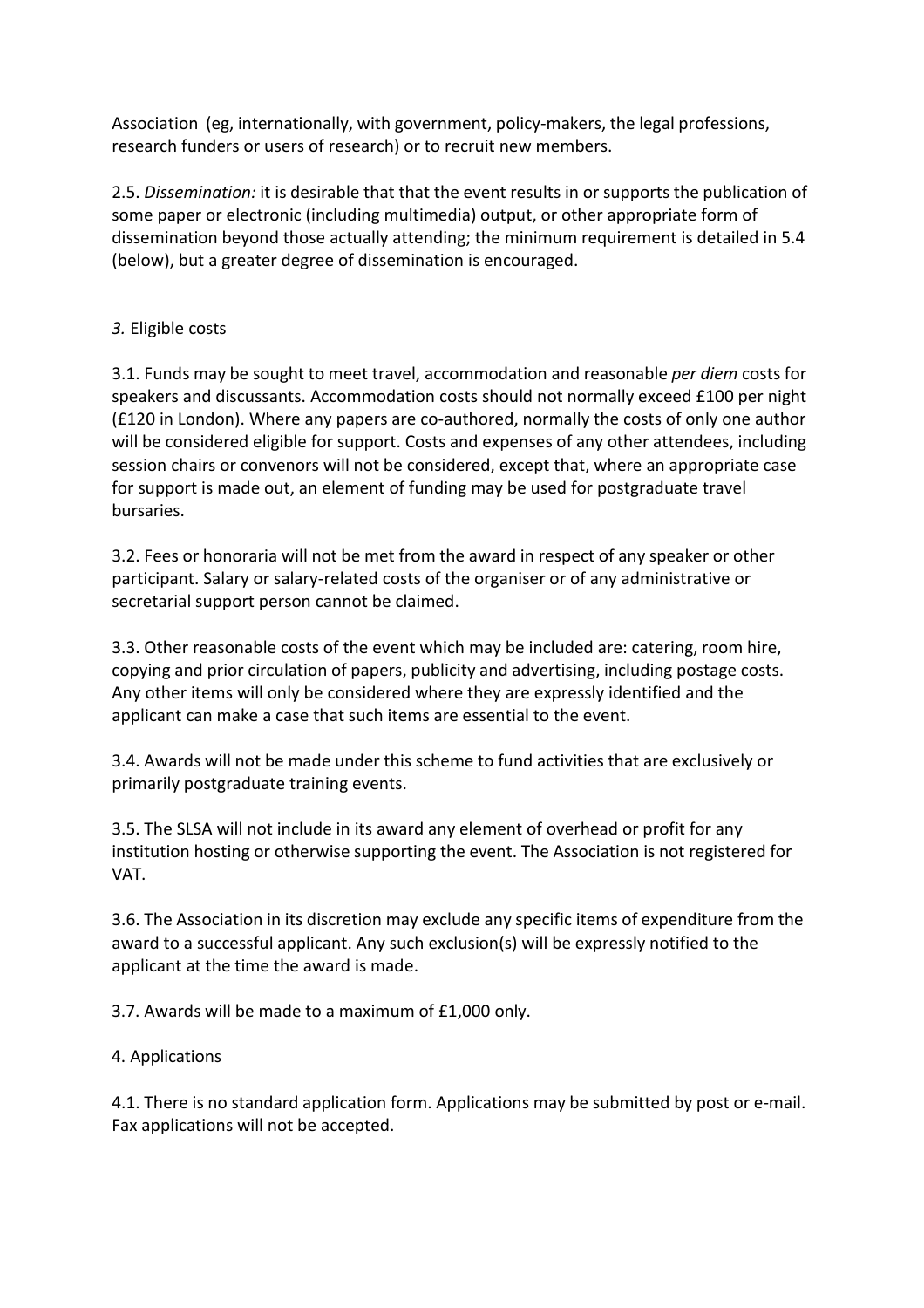Association (eg, internationally, with government, policy-makers, the legal professions, research funders or users of research) or to recruit new members.

2.5. *Dissemination:* it is desirable that that the event results in or supports the publication of some paper or electronic (including multimedia) output, or other appropriate form of dissemination beyond those actually attending; the minimum requirement is detailed in 5.4 (below), but a greater degree of dissemination is encouraged.

## *3.* Eligible costs

3.1. Funds may be sought to meet travel, accommodation and reasonable *per diem* costs for speakers and discussants. Accommodation costs should not normally exceed £100 per night (£120 in London). Where any papers are co-authored, normally the costs of only one author will be considered eligible for support. Costs and expenses of any other attendees, including session chairs or convenors will not be considered, except that, where an appropriate case for support is made out, an element of funding may be used for postgraduate travel bursaries.

3.2. Fees or honoraria will not be met from the award in respect of any speaker or other participant. Salary or salary-related costs of the organiser or of any administrative or secretarial support person cannot be claimed.

3.3. Other reasonable costs of the event which may be included are: catering, room hire, copying and prior circulation of papers, publicity and advertising, including postage costs. Any other items will only be considered where they are expressly identified and the applicant can make a case that such items are essential to the event.

3.4. Awards will not be made under this scheme to fund activities that are exclusively or primarily postgraduate training events.

3.5. The SLSA will not include in its award any element of overhead or profit for any institution hosting or otherwise supporting the event. The Association is not registered for VAT.

3.6. The Association in its discretion may exclude any specific items of expenditure from the award to a successful applicant. Any such exclusion(s) will be expressly notified to the applicant at the time the award is made.

3.7. Awards will be made to a maximum of £1,000 only.

## 4. Applications

4.1. There is no standard application form. Applications may be submitted by post or e-mail. Fax applications will not be accepted.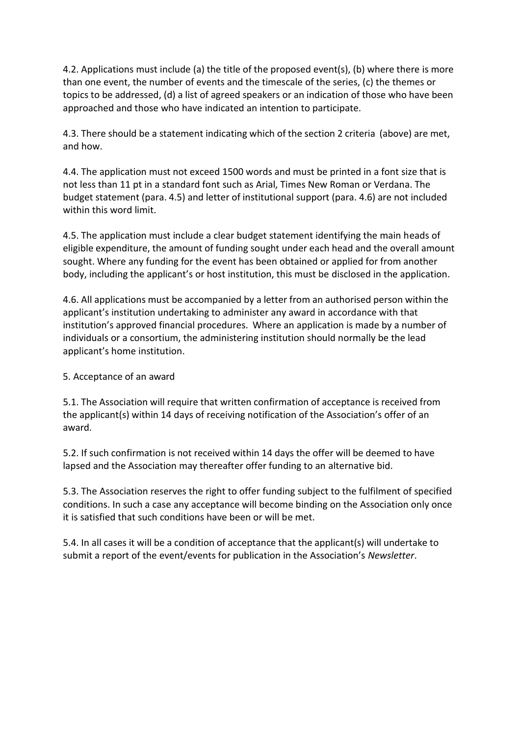4.2. Applications must include (a) the title of the proposed event(s), (b) where there is more than one event, the number of events and the timescale of the series, (c) the themes or topics to be addressed, (d) a list of agreed speakers or an indication of those who have been approached and those who have indicated an intention to participate.

4.3. There should be a statement indicating which of the section 2 criteria (above) are met, and how.

4.4. The application must not exceed 1500 words and must be printed in a font size that is not less than 11 pt in a standard font such as Arial, Times New Roman or Verdana. The budget statement (para. 4.5) and letter of institutional support (para. 4.6) are not included within this word limit.

4.5. The application must include a clear budget statement identifying the main heads of eligible expenditure, the amount of funding sought under each head and the overall amount sought. Where any funding for the event has been obtained or applied for from another body, including the applicant's or host institution, this must be disclosed in the application.

4.6. All applications must be accompanied by a letter from an authorised person within the applicant's institution undertaking to administer any award in accordance with that institution's approved financial procedures. Where an application is made by a number of individuals or a consortium, the administering institution should normally be the lead applicant's home institution.

## 5. Acceptance of an award

5.1. The Association will require that written confirmation of acceptance is received from the applicant(s) within 14 days of receiving notification of the Association's offer of an award.

5.2. If such confirmation is not received within 14 days the offer will be deemed to have lapsed and the Association may thereafter offer funding to an alternative bid.

5.3. The Association reserves the right to offer funding subject to the fulfilment of specified conditions. In such a case any acceptance will become binding on the Association only once it is satisfied that such conditions have been or will be met.

5.4. In all cases it will be a condition of acceptance that the applicant(s) will undertake to submit a report of the event/events for publication in the Association's *Newsletter*.